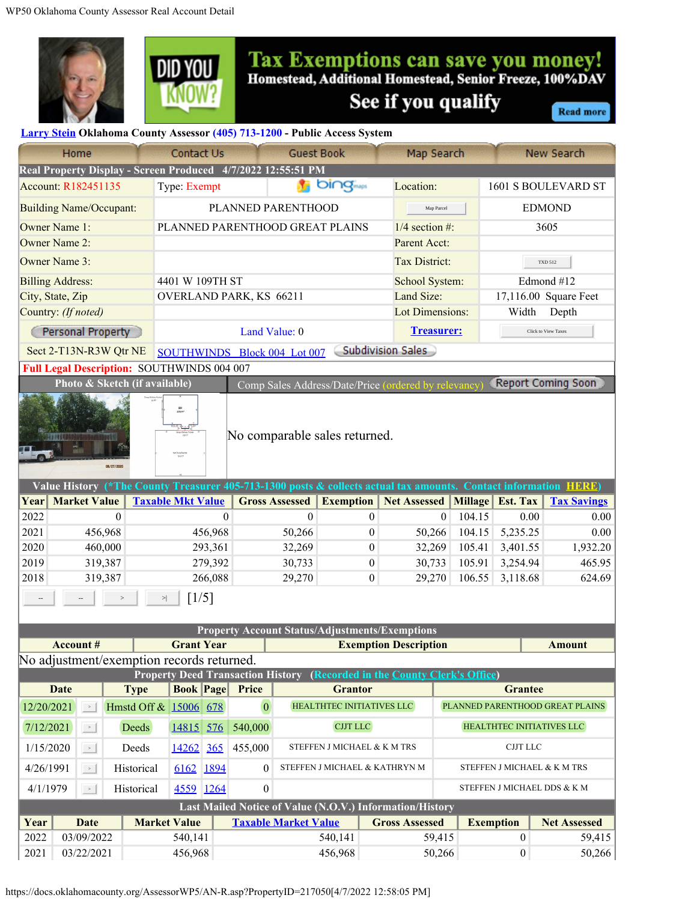Tax Exemptions can save you money! Homestead, Additional Homestead, Senior Freeze, 100%DAV See if you qualify Read more

**Larry Stein Oklahoma County Assessor (405) 713-1200 - Public Access System**

Home | Contact Us | Guest Book | Map Search | New Search

**Real Property Display - Screen Produced 4/7/2022 12:55:51 PM**

| | | | |
|---|---|---|---|
| Account: R182451135 | Type: Exempt | Location: | 1601 S BOULEVARD ST |
| Building Name/Occupant: | PLANNED PARENTHOOD | Map Parcel | EDMOND |
| Owner Name 1: | PLANNED PARENTHOOD GREAT PLAINS | 1/4 section #: | 3605 |
| Owner Name 2: | | Parent Acct: | |
| Owner Name 3: | | Tax District: | TXD 512 |
| Billing Address: | 4401 W 109TH ST | School System: | Edmond #12 |
| City, State, Zip | OVERLAND PARK, KS 66211 | Land Size: | 17,116.00 Square Feet |
| Country: *(If noted)* | | Lot Dimensions: | Width Depth |
| Personal Property | Land Value: 0 | Treasurer: | Click to View Taxes |
| Sect 2-T13N-R3W Qtr NE | SOUTHWINDS Block 004 Lot 007 | Subdivision Sales | |

**Full Legal Description:** SOUTHWINDS 004 007

**Photo & Sketch (if available)** | Comp Sales Address/Date/Price (ordered by relevancy) Report Coming Soon

No comparable sales returned.

**Value History** (*The County Treasurer 405-713-1300 posts & collects actual tax amounts. Contact information HERE)

| Year | Market Value | Taxable Mkt Value | Gross Assessed | Exemption | Net Assessed | Millage | Est. Tax | Tax Savings |
|---|---|---|---|---|---|---|---|---|
| 2022 | 0 | 0 | 0 | 0 | 0 | 104.15 | 0.00 | 0.00 |
| 2021 | 456,968 | 456,968 | 50,266 | 0 | 50,266 | 104.15 | 5,235.25 | 0.00 |
| 2020 | 460,000 | 293,361 | 32,269 | 0 | 32,269 | 105.41 | 3,401.55 | 1,932.20 |
| 2019 | 319,387 | 279,392 | 30,733 | 0 | 30,733 | 105.91 | 3,254.94 | 465.95 |
| 2018 | 319,387 | 266,088 | 29,270 | 0 | 29,270 | 106.55 | 3,118.68 | 624.69 |

[1/5]

**Property Account Status/Adjustments/Exemptions**

| Account # | Grant Year | Exemption Description | Amount |
|---|---|---|---|

No adjustment/exemption records returned.

**Property Deed Transaction History** (Recorded in the County Clerk's Office)

| Date | | Type | Book | Page | Price | Grantor | Grantee |
|---|---|---|---|---|---|---|---|
| 12/20/2021 | | Hmstd Off & | 15006 | 678 | 0 | HEALTHTEC INITIATIVES LLC | PLANNED PARENTHOOD GREAT PLAINS |
| 7/12/2021 | | Deeds | 14815 | 576 | 540,000 | CJJT LLC | HEALTHTEC INITIATIVES LLC |
| 1/15/2020 | | Deeds | 14262 | 365 | 455,000 | STEFFEN J MICHAEL & K M TRS | CJJT LLC |
| 4/26/1991 | | Historical | 6162 | 1894 | 0 | STEFFEN J MICHAEL & KATHRYN M | STEFFEN J MICHAEL & K M TRS |
| 4/1/1979 | | Historical | 4559 | 1264 | 0 | | STEFFEN J MICHAEL DDS & K M |

**Last Mailed Notice of Value (N.O.V.) Information/History**

| Year | Date | Market Value | Taxable Market Value | Gross Assessed | Exemption | Net Assessed |
|---|---|---|---|---|---|---|
| 2022 | 03/09/2022 | 540,141 | 540,141 | 59,415 | 0 | 59,415 |
| 2021 | 03/22/2021 | 456,968 | 456,968 | 50,266 | 0 | 50,266 |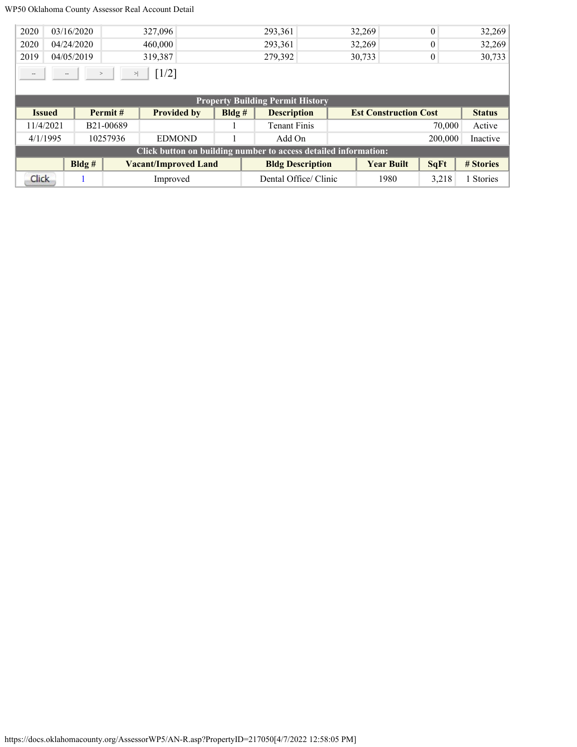| | | | | | | |
|---|---|---|---|---|---|---|
| 2020 | 03/16/2020 | 327,096 | 293,361 | 32,269 | 0 | 32,269 |
| 2020 | 04/24/2020 | 460,000 | 293,361 | 32,269 | 0 | 32,269 |
| 2019 | 04/05/2019 | 319,387 | 279,392 | 30,733 | 0 | 30,733 |

-- -- > >| [1/2]

**Property Building Permit History**

| Issued | Permit # | Provided by | Bldg # | Description | Est Construction Cost | Status |
|---|---|---|---|---|---|---|
| 11/4/2021 | B21-00689 | | 1 | Tenant Finis | 70,000 | Active |
| 4/1/1995 | 10257936 | EDMOND | 1 | Add On | 200,000 | Inactive |

**Click button on building number to access detailed information:**

| | Bldg # | Vacant/Improved Land | Bldg Description | Year Built | SqFt | # Stories |
|---|---|---|---|---|---|---|
| Click | 1 | Improved | Dental Office/ Clinic | 1980 | 3,218 | 1 Stories |